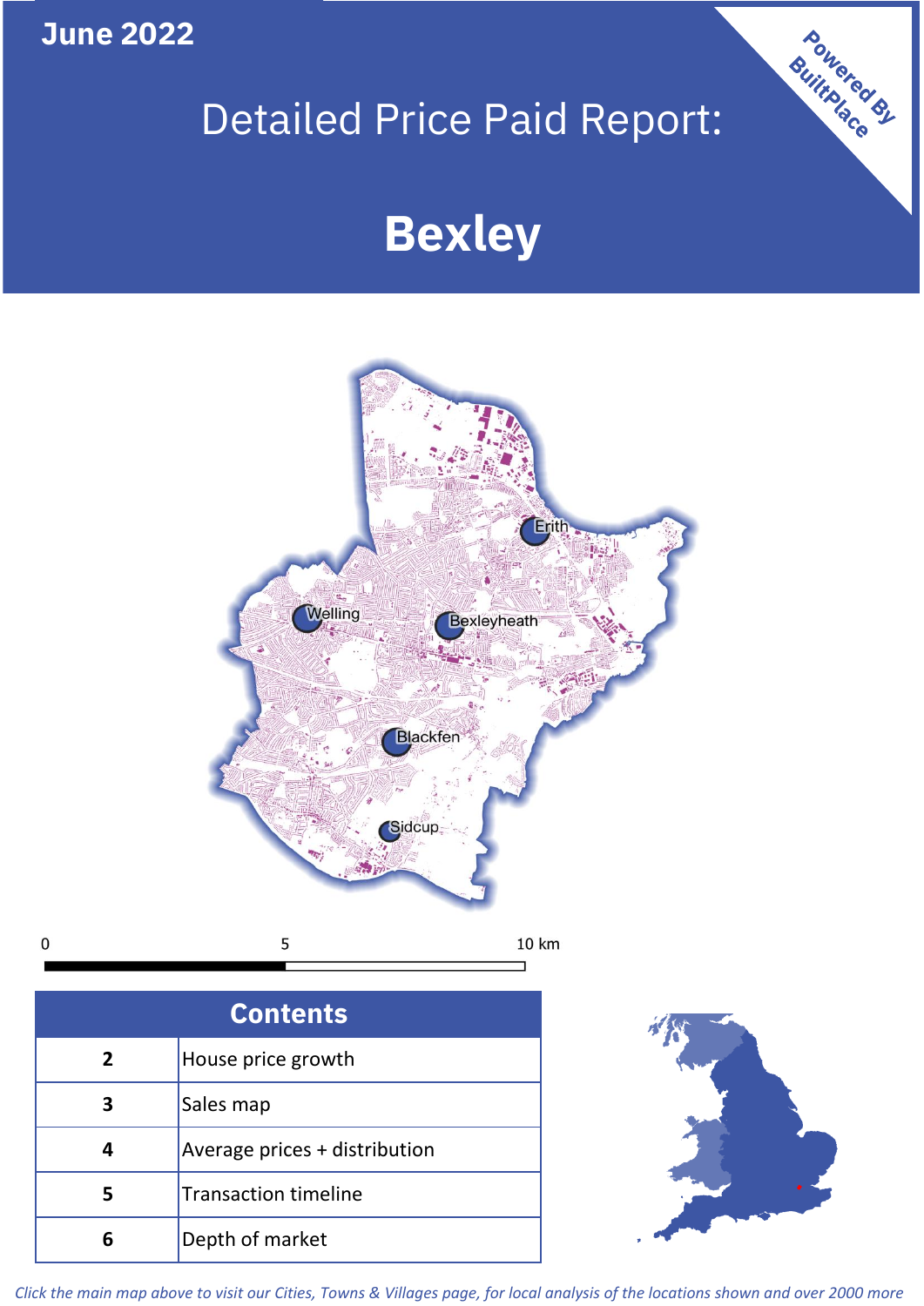June 2022

# Detailed Price Paid Report:

# Bexley

Powered By BuiltPlace

Erith

Welling

Bexleyheath

Blackfen

Sidcup

0 5 10 km

| Contents | |
|---|---|
| 2 | House price growth |
| 3 | Sales map |
| 4 | Average prices + distribution |
| 5 | Transaction timeline |
| 6 | Depth of market |

*Click the main map above to visit our Cities, Towns & Villages page, for local analysis of the locations shown and over 2000 more*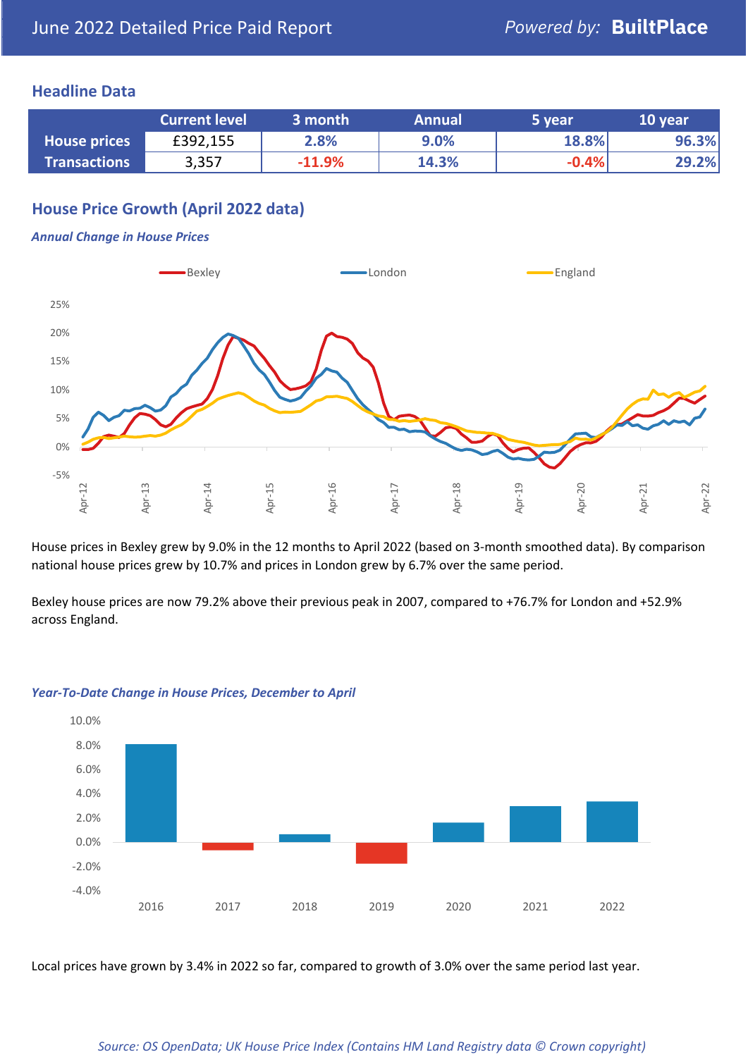# June 2022 Detailed Price Paid Report

*Powered by:* **BuiltPlace**

## Headline Data

| | Current level | 3 month | Annual | 5 year | 10 year |
|---|---|---|---|---|---|
| **House prices** | £392,155 | 2.8% | 9.0% | 18.8% | 96.3% |
| **Transactions** | 3,357 | -11.9% | 14.3% | -0.4% | 29.2% |

## House Price Growth (April 2022 data)

***Annual Change in House Prices***

House prices in Bexley grew by 9.0% in the 12 months to April 2022 (based on 3-month smoothed data). By comparison national house prices grew by 10.7% and prices in London grew by 6.7% over the same period.

Bexley house prices are now 79.2% above their previous peak in 2007, compared to +76.7% for London and +52.9% across England.

***Year-To-Date Change in House Prices, December to April***

Local prices have grown by 3.4% in 2022 so far, compared to growth of 3.0% over the same period last year.

*Source: OS OpenData; UK House Price Index (Contains HM Land Registry data © Crown copyright)*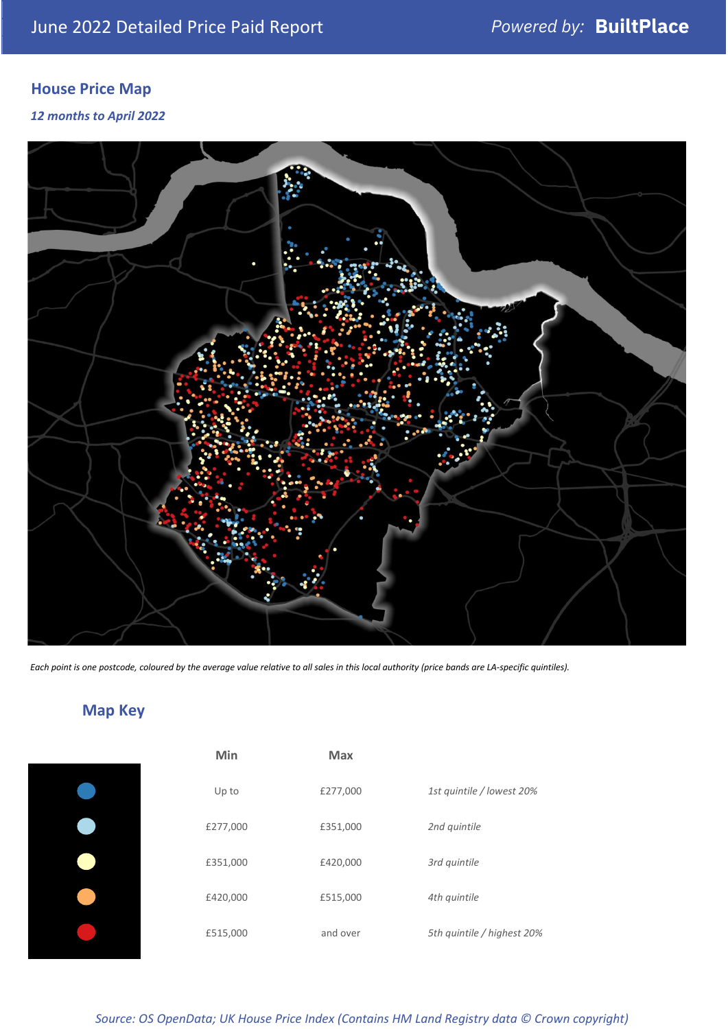June 2022 Detailed Price Paid Report — Powered by: **BuiltPlace**

## House Price Map

*12 months to April 2022*

*Each point is one postcode, coloured by the average value relative to all sales in this local authority (price bands are LA-specific quintiles).*

## Map Key

| | Min | Max | |
|---|---|---|---|
| Dark blue | Up to | £277,000 | *1st quintile / lowest 20%* |
| Light blue | £277,000 | £351,000 | *2nd quintile* |
| Pale yellow | £351,000 | £420,000 | *3rd quintile* |
| Orange | £420,000 | £515,000 | *4th quintile* |
| Red | £515,000 | and over | *5th quintile / highest 20%* |

*Source: OS OpenData; UK House Price Index (Contains HM Land Registry data © Crown copyright)*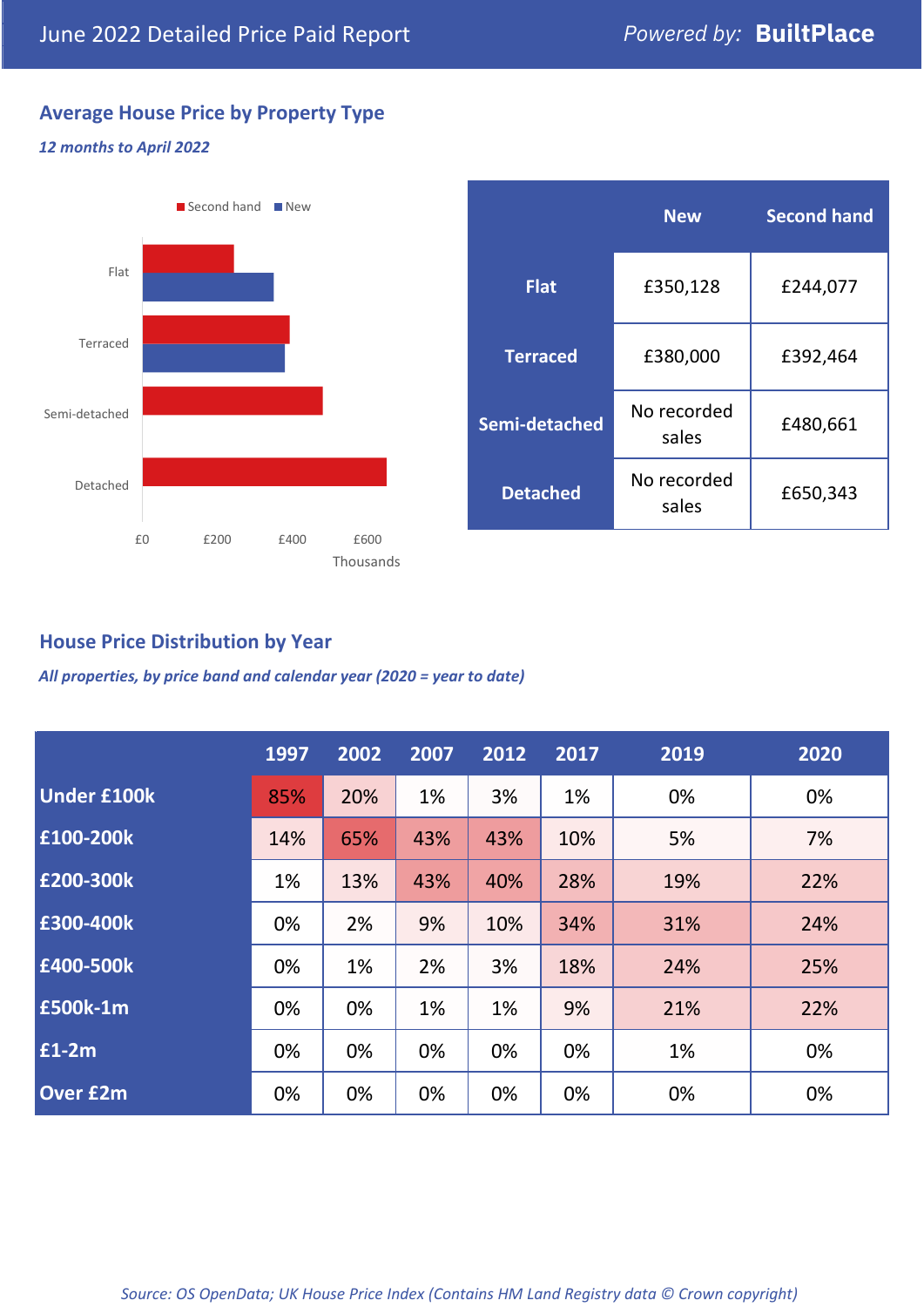# June 2022 Detailed Price Paid Report

*Powered by:* **BuiltPlace**

## Average House Price by Property Type

*12 months to April 2022*

Second hand · New

Flat

Terraced

Semi-detached

Detached

£0 £200 £400 £600

Thousands

| | New | Second hand |
|---|---|---|
| **Flat** | £350,128 | £244,077 |
| **Terraced** | £380,000 | £392,464 |
| **Semi-detached** | No recorded sales | £480,661 |
| **Detached** | No recorded sales | £650,343 |

## House Price Distribution by Year

*All properties, by price band and calendar year (2020 = year to date)*

| | 1997 | 2002 | 2007 | 2012 | 2017 | 2019 | 2020 |
|---|---|---|---|---|---|---|---|
| **Under £100k** | 85% | 20% | 1% | 3% | 1% | 0% | 0% |
| **£100-200k** | 14% | 65% | 43% | 43% | 10% | 5% | 7% |
| **£200-300k** | 1% | 13% | 43% | 40% | 28% | 19% | 22% |
| **£300-400k** | 0% | 2% | 9% | 10% | 34% | 31% | 24% |
| **£400-500k** | 0% | 1% | 2% | 3% | 18% | 24% | 25% |
| **£500k-1m** | 0% | 0% | 1% | 1% | 9% | 21% | 22% |
| **£1-2m** | 0% | 0% | 0% | 0% | 0% | 1% | 0% |
| **Over £2m** | 0% | 0% | 0% | 0% | 0% | 0% | 0% |

*Source: OS OpenData; UK House Price Index (Contains HM Land Registry data © Crown copyright)*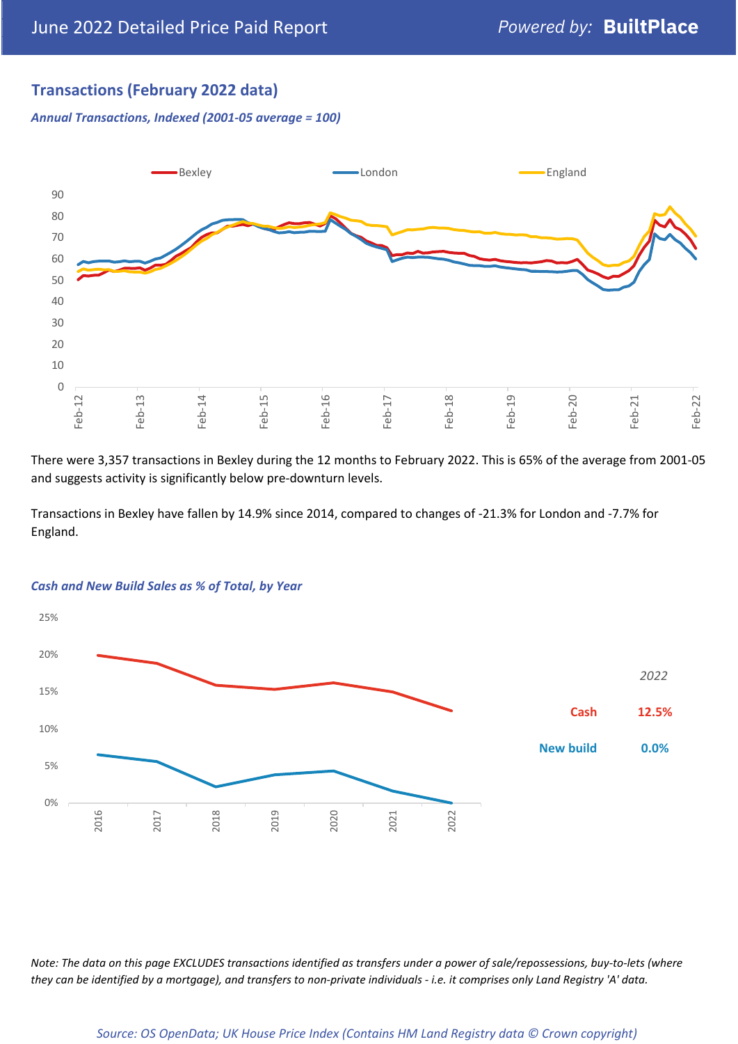## Transactions (February 2022 data)

### *Annual Transactions, Indexed (2001-05 average = 100)*

There were 3,357 transactions in Bexley during the 12 months to February 2022. This is 65% of the average from 2001-05 and suggests activity is significantly below pre-downturn levels.

Transactions in Bexley have fallen by 14.9% since 2014, compared to changes of -21.3% for London and -7.7% for England.

### *Cash and New Build Sales as % of Total, by Year*

| | 2022 |
|---|---|
| Cash | 12.5% |
| New build | 0.0% |

*Note: The data on this page EXCLUDES transactions identified as transfers under a power of sale/repossessions, buy-to-lets (where they can be identified by a mortgage), and transfers to non-private individuals - i.e. it comprises only Land Registry 'A' data.*

*Source: OS OpenData; UK House Price Index (Contains HM Land Registry data © Crown copyright)*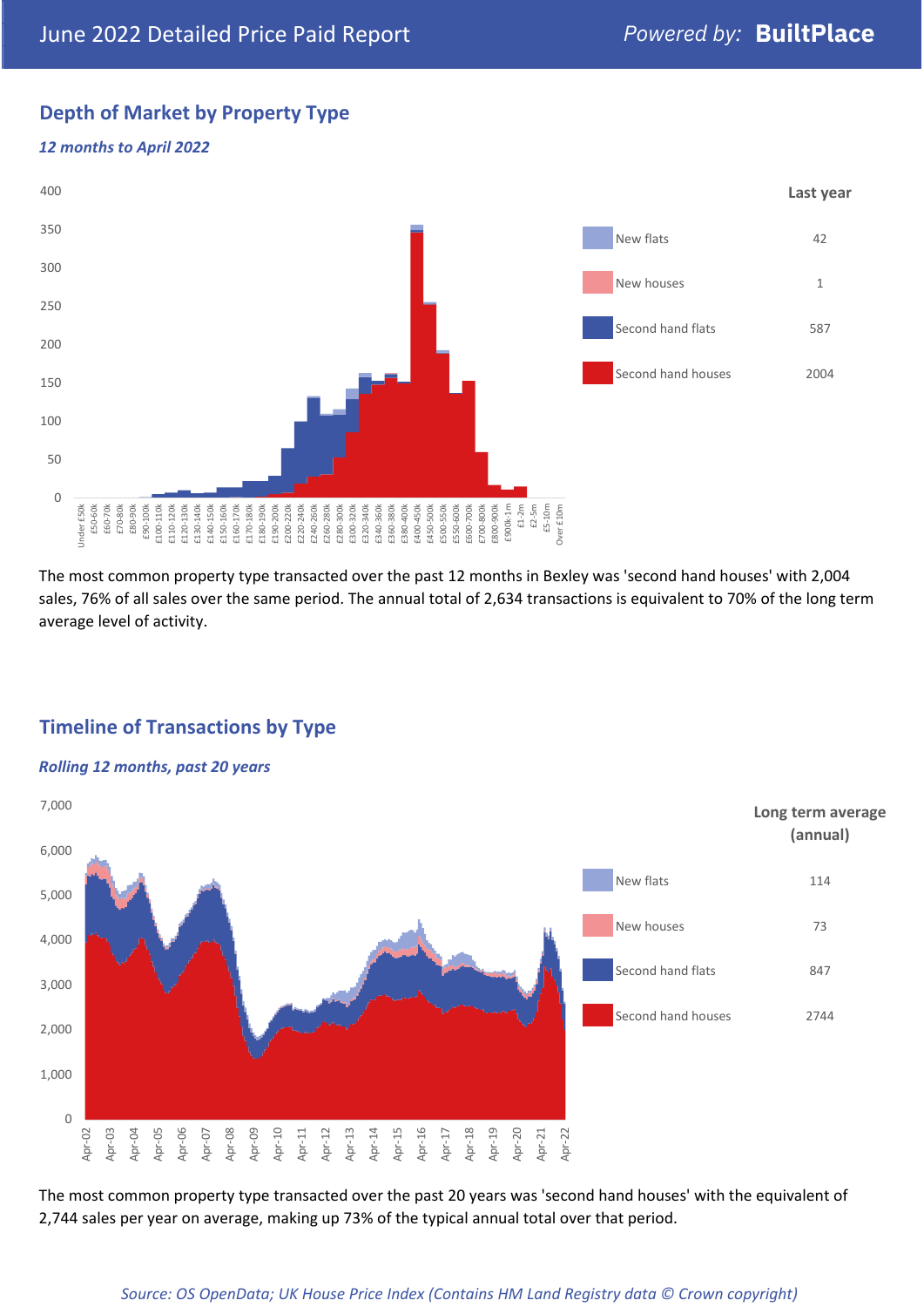June 2022 Detailed Price Paid Report

*Powered by:* **BuiltPlace**

## Depth of Market by Property Type

*12 months to April 2022*

400
350
300
250
200
150
100
50
0

Under £50k, £50-60k, £60-70k, £70-80k, £80-90k, £90-100k, £100-110k, £110-120k, £120-130k, £130-140k, £140-150k, £150-160k, £160-170k, £170-180k, £180-190k, £190-200k, £200-220k, £220-240k, £240-260k, £260-280k, £280-300k, £300-320k, £320-340k, £340-360k, £360-380k, £380-400k, £400-450k, £450-500k, £500-550k, £550-600k, £600-700k, £700-800k, £800-900k, £900k-1m, £1-2m, £2-5m, £5-10m, Over £10m

**Last year**

New flats 42

New houses 1

Second hand flats 587

Second hand houses 2004

The most common property type transacted over the past 12 months in Bexley was 'second hand houses' with 2,004 sales, 76% of all sales over the same period. The annual total of 2,634 transactions is equivalent to 70% of the long term average level of activity.

## Timeline of Transactions by Type

*Rolling 12 months, past 20 years*

7,000
6,000
5,000
4,000
3,000
2,000
1,000
0

Apr-02, Apr-03, Apr-04, Apr-05, Apr-06, Apr-07, Apr-08, Apr-09, Apr-10, Apr-11, Apr-12, Apr-13, Apr-14, Apr-15, Apr-16, Apr-17, Apr-18, Apr-19, Apr-20, Apr-21, Apr-22

**Long term average (annual)**

New flats 114

New houses 73

Second hand flats 847

Second hand houses 2744

The most common property type transacted over the past 20 years was 'second hand houses' with the equivalent of 2,744 sales per year on average, making up 73% of the typical annual total over that period.

*Source: OS OpenData; UK House Price Index (Contains HM Land Registry data © Crown copyright)*